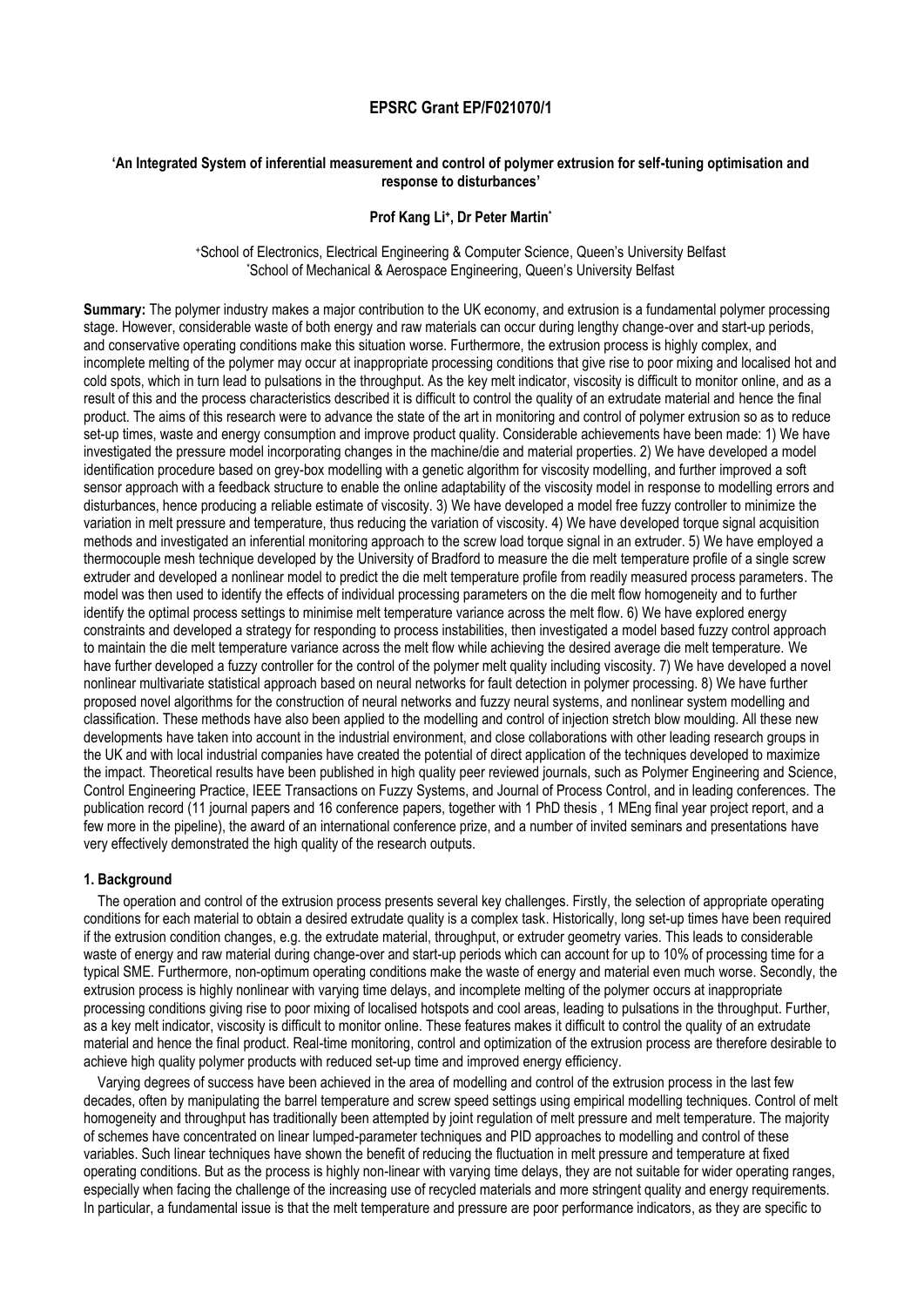# EPSRC Grant EP/F021070/1

## 'An Integrated System of inferential measurement and control of polymer extrusion for self-tuning optimisation and response to disturbances'

**Prof Kang Li[+], Dr Peter Martin[*]**

[+]School of Electronics, Electrical Engineering & Computer Science, Queen's University Belfast
[*]School of Mechanical & Aerospace Engineering, Queen's University Belfast

**Summary:** The polymer industry makes a major contribution to the UK economy, and extrusion is a fundamental polymer processing stage. However, considerable waste of both energy and raw materials can occur during lengthy change-over and start-up periods, and conservative operating conditions make this situation worse. Furthermore, the extrusion process is highly complex, and incomplete melting of the polymer may occur at inappropriate processing conditions that give rise to poor mixing and localised hot and cold spots, which in turn lead to pulsations in the throughput. As the key melt indicator, viscosity is difficult to monitor online, and as a result of this and the process characteristics described it is difficult to control the quality of an extrudate material and hence the final product. The aims of this research were to advance the state of the art in monitoring and control of polymer extrusion so as to reduce set-up times, waste and energy consumption and improve product quality. Considerable achievements have been made: 1) We have investigated the pressure model incorporating changes in the machine/die and material properties. 2) We have developed a model identification procedure based on grey-box modelling with a genetic algorithm for viscosity modelling, and further improved a soft sensor approach with a feedback structure to enable the online adaptability of the viscosity model in response to modelling errors and disturbances, hence producing a reliable estimate of viscosity. 3) We have developed a model free fuzzy controller to minimize the variation in melt pressure and temperature, thus reducing the variation of viscosity. 4) We have developed torque signal acquisition methods and investigated an inferential monitoring approach to the screw load torque signal in an extruder. 5) We have employed a thermocouple mesh technique developed by the University of Bradford to measure the die melt temperature profile of a single screw extruder and developed a nonlinear model to predict the die melt temperature profile from readily measured process parameters. The model was then used to identify the effects of individual processing parameters on the die melt flow homogeneity and to further identify the optimal process settings to minimise melt temperature variance across the melt flow. 6) We have explored energy constraints and developed a strategy for responding to process instabilities, then investigated a model based fuzzy control approach to maintain the die melt temperature variance across the melt flow while achieving the desired average die melt temperature. We have further developed a fuzzy controller for the control of the polymer melt quality including viscosity. 7) We have developed a novel nonlinear multivariate statistical approach based on neural networks for fault detection in polymer processing. 8) We have further proposed novel algorithms for the construction of neural networks and fuzzy neural systems, and nonlinear system modelling and classification. These methods have also been applied to the modelling and control of injection stretch blow moulding. All these new developments have taken into account in the industrial environment, and close collaborations with other leading research groups in the UK and with local industrial companies have created the potential of direct application of the techniques developed to maximize the impact. Theoretical results have been published in high quality peer reviewed journals, such as Polymer Engineering and Science, Control Engineering Practice, IEEE Transactions on Fuzzy Systems, and Journal of Process Control, and in leading conferences. The publication record (11 journal papers and 16 conference papers, together with 1 PhD thesis , 1 MEng final year project report, and a few more in the pipeline), the award of an international conference prize, and a number of invited seminars and presentations have very effectively demonstrated the high quality of the research outputs.

## 1. Background

The operation and control of the extrusion process presents several key challenges. Firstly, the selection of appropriate operating conditions for each material to obtain a desired extrudate quality is a complex task. Historically, long set-up times have been required if the extrusion condition changes, e.g. the extrudate material, throughput, or extruder geometry varies. This leads to considerable waste of energy and raw material during change-over and start-up periods which can account for up to 10% of processing time for a typical SME. Furthermore, non-optimum operating conditions make the waste of energy and material even much worse. Secondly, the extrusion process is highly nonlinear with varying time delays, and incomplete melting of the polymer occurs at inappropriate processing conditions giving rise to poor mixing of localised hotspots and cool areas, leading to pulsations in the throughput. Further, as a key melt indicator, viscosity is difficult to monitor online. These features makes it difficult to control the quality of an extrudate material and hence the final product. Real-time monitoring, control and optimization of the extrusion process are therefore desirable to achieve high quality polymer products with reduced set-up time and improved energy efficiency.

Varying degrees of success have been achieved in the area of modelling and control of the extrusion process in the last few decades, often by manipulating the barrel temperature and screw speed settings using empirical modelling techniques. Control of melt homogeneity and throughput has traditionally been attempted by joint regulation of melt pressure and melt temperature. The majority of schemes have concentrated on linear lumped-parameter techniques and PID approaches to modelling and control of these variables. Such linear techniques have shown the benefit of reducing the fluctuation in melt pressure and temperature at fixed operating conditions. But as the process is highly non-linear with varying time delays, they are not suitable for wider operating ranges, especially when facing the challenge of the increasing use of recycled materials and more stringent quality and energy requirements. In particular, a fundamental issue is that the melt temperature and pressure are poor performance indicators, as they are specific to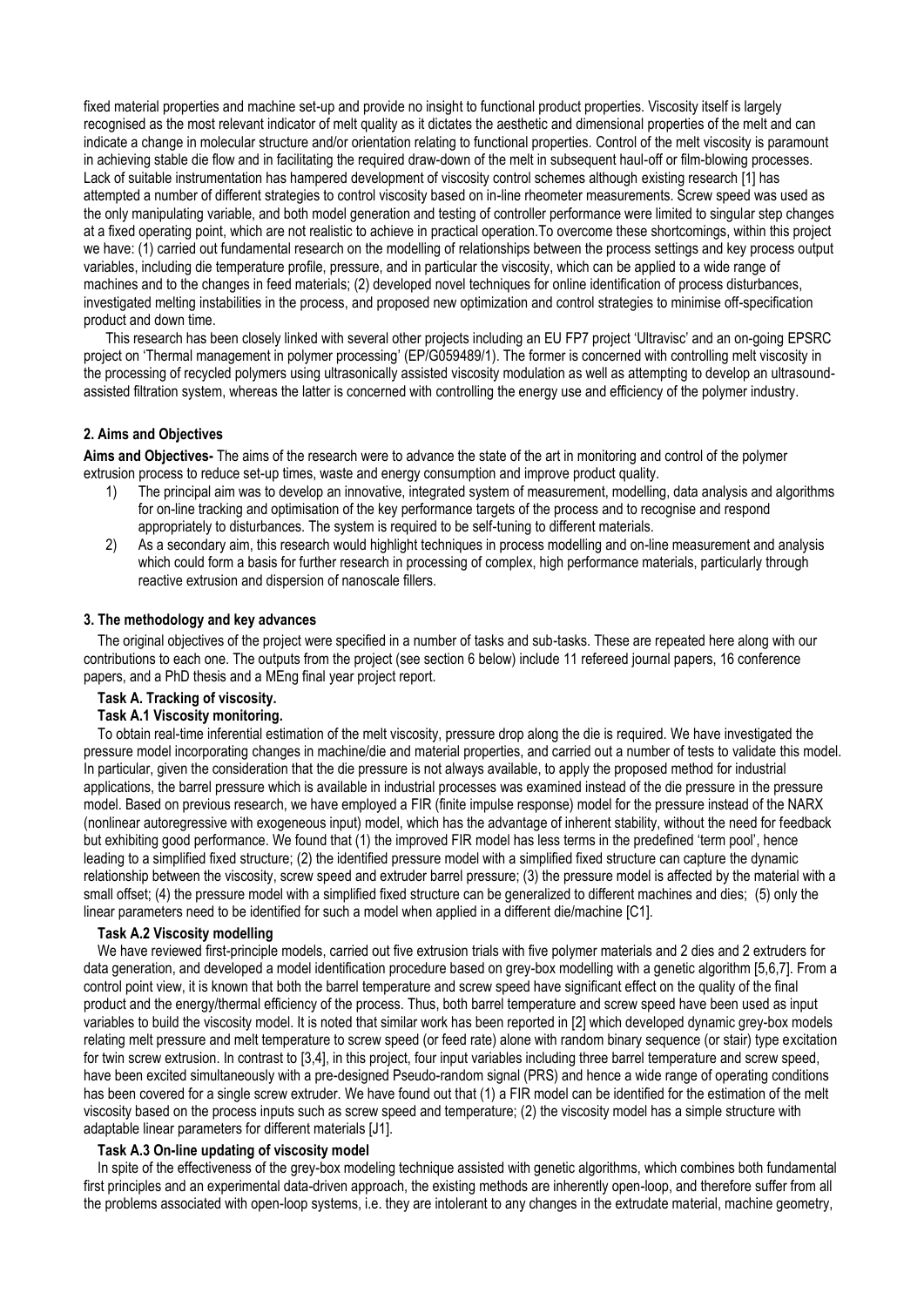fixed material properties and machine set-up and provide no insight to functional product properties. Viscosity itself is largely recognised as the most relevant indicator of melt quality as it dictates the aesthetic and dimensional properties of the melt and can indicate a change in molecular structure and/or orientation relating to functional properties. Control of the melt viscosity is paramount in achieving stable die flow and in facilitating the required draw-down of the melt in subsequent haul-off or film-blowing processes. Lack of suitable instrumentation has hampered development of viscosity control schemes although existing research [1] has attempted a number of different strategies to control viscosity based on in-line rheometer measurements. Screw speed was used as the only manipulating variable, and both model generation and testing of controller performance were limited to singular step changes at a fixed operating point, which are not realistic to achieve in practical operation.To overcome these shortcomings, within this project we have: (1) carried out fundamental research on the modelling of relationships between the process settings and key process output variables, including die temperature profile, pressure, and in particular the viscosity, which can be applied to a wide range of machines and to the changes in feed materials; (2) developed novel techniques for online identification of process disturbances, investigated melting instabilities in the process, and proposed new optimization and control strategies to minimise off-specification product and down time.

This research has been closely linked with several other projects including an EU FP7 project 'Ultravisc' and an on-going EPSRC project on 'Thermal management in polymer processing' (EP/G059489/1). The former is concerned with controlling melt viscosity in the processing of recycled polymers using ultrasonically assisted viscosity modulation as well as attempting to develop an ultrasound-assisted filtration system, whereas the latter is concerned with controlling the energy use and efficiency of the polymer industry.

## 2. Aims and Objectives

**Aims and Objectives-** The aims of the research were to advance the state of the art in monitoring and control of the polymer extrusion process to reduce set-up times, waste and energy consumption and improve product quality.

1) The principal aim was to develop an innovative, integrated system of measurement, modelling, data analysis and algorithms for on-line tracking and optimisation of the key performance targets of the process and to recognise and respond appropriately to disturbances. The system is required to be self-tuning to different materials.
2) As a secondary aim, this research would highlight techniques in process modelling and on-line measurement and analysis which could form a basis for further research in processing of complex, high performance materials, particularly through reactive extrusion and dispersion of nanoscale fillers.

## 3. The methodology and key advances

The original objectives of the project were specified in a number of tasks and sub-tasks. These are repeated here along with our contributions to each one. The outputs from the project (see section 6 below) include 11 refereed journal papers, 16 conference papers, and a PhD thesis and a MEng final year project report.

### Task A. Tracking of viscosity.

#### Task A.1 Viscosity monitoring.

To obtain real-time inferential estimation of the melt viscosity, pressure drop along the die is required. We have investigated the pressure model incorporating changes in machine/die and material properties, and carried out a number of tests to validate this model. In particular, given the consideration that the die pressure is not always available, to apply the proposed method for industrial applications, the barrel pressure which is available in industrial processes was examined instead of the die pressure in the pressure model. Based on previous research, we have employed a FIR (finite impulse response) model for the pressure instead of the NARX (nonlinear autoregressive with exogeneous input) model, which has the advantage of inherent stability, without the need for feedback but exhibiting good performance. We found that (1) the improved FIR model has less terms in the predefined 'term pool', hence leading to a simplified fixed structure; (2) the identified pressure model with a simplified fixed structure can capture the dynamic relationship between the viscosity, screw speed and extruder barrel pressure; (3) the pressure model is affected by the material with a small offset; (4) the pressure model with a simplified fixed structure can be generalized to different machines and dies; (5) only the linear parameters need to be identified for such a model when applied in a different die/machine [C1].

#### Task A.2 Viscosity modelling

We have reviewed first-principle models, carried out five extrusion trials with five polymer materials and 2 dies and 2 extruders for data generation, and developed a model identification procedure based on grey-box modelling with a genetic algorithm [5,6,7]. From a control point view, it is known that both the barrel temperature and screw speed have significant effect on the quality of the final product and the energy/thermal efficiency of the process. Thus, both barrel temperature and screw speed have been used as input variables to build the viscosity model. It is noted that similar work has been reported in [2] which developed dynamic grey-box models relating melt pressure and melt temperature to screw speed (or feed rate) alone with random binary sequence (or stair) type excitation for twin screw extrusion. In contrast to [3,4], in this project, four input variables including three barrel temperature and screw speed, have been excited simultaneously with a pre-designed Pseudo-random signal (PRS) and hence a wide range of operating conditions has been covered for a single screw extruder. We have found out that (1) a FIR model can be identified for the estimation of the melt viscosity based on the process inputs such as screw speed and temperature; (2) the viscosity model has a simple structure with adaptable linear parameters for different materials [J1].

#### Task A.3 On-line updating of viscosity model

In spite of the effectiveness of the grey-box modeling technique assisted with genetic algorithms, which combines both fundamental first principles and an experimental data-driven approach, the existing methods are inherently open-loop, and therefore suffer from all the problems associated with open-loop systems, i.e. they are intolerant to any changes in the extrudate material, machine geometry,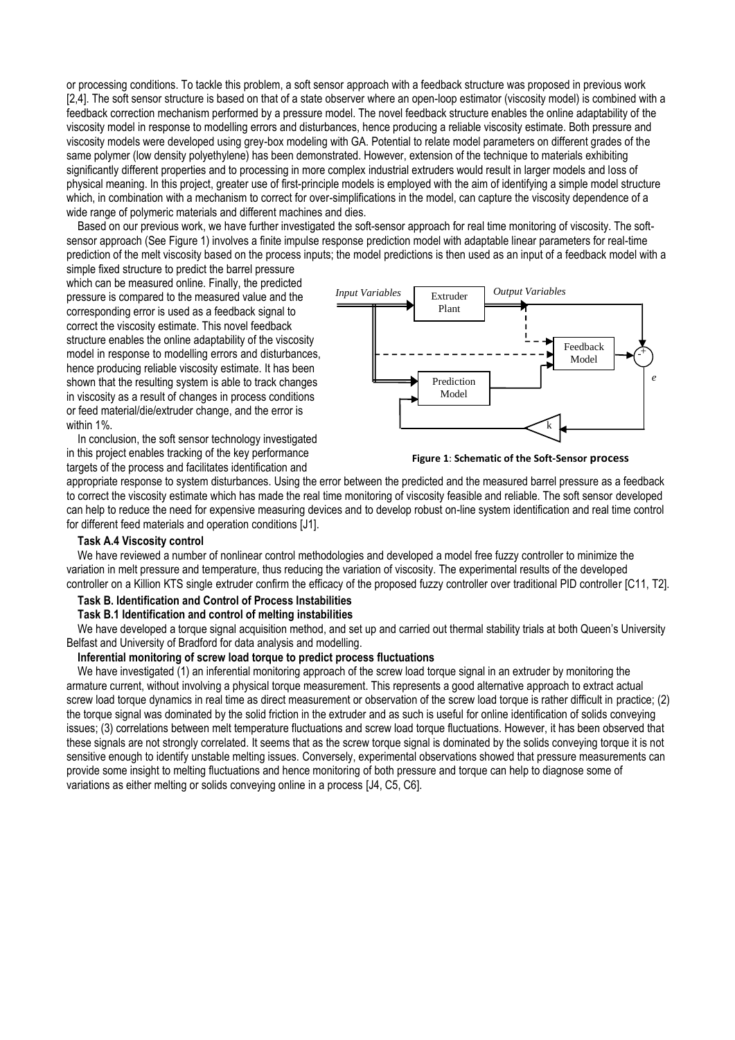or processing conditions. To tackle this problem, a soft sensor approach with a feedback structure was proposed in previous work [2,4]. The soft sensor structure is based on that of a state observer where an open-loop estimator (viscosity model) is combined with a feedback correction mechanism performed by a pressure model. The novel feedback structure enables the online adaptability of the viscosity model in response to modelling errors and disturbances, hence producing a reliable viscosity estimate. Both pressure and viscosity models were developed using grey-box modeling with GA. Potential to relate model parameters on different grades of the same polymer (low density polyethylene) has been demonstrated. However, extension of the technique to materials exhibiting significantly different properties and to processing in more complex industrial extruders would result in larger models and loss of physical meaning. In this project, greater use of first-principle models is employed with the aim of identifying a simple model structure which, in combination with a mechanism to correct for over-simplifications in the model, can capture the viscosity dependence of a wide range of polymeric materials and different machines and dies.

Based on our previous work, we have further investigated the soft-sensor approach for real time monitoring of viscosity. The soft-sensor approach (See Figure 1) involves a finite impulse response prediction model with adaptable linear parameters for real-time prediction of the melt viscosity based on the process inputs; the model predictions is then used as an input of a feedback model with a simple fixed structure to predict the barrel pressure which can be measured online. Finally, the predicted pressure is compared to the measured value and the corresponding error is used as a feedback signal to correct the viscosity estimate. This novel feedback structure enables the online adaptability of the viscosity model in response to modelling errors and disturbances, hence producing reliable viscosity estimate. It has been shown that the resulting system is able to track changes in viscosity as a result of changes in process conditions or feed material/die/extruder change, and the error is within 1%.

In conclusion, the soft sensor technology investigated in this project enables tracking of the key performance targets of the process and facilitates identification and appropriate response to system disturbances. Using the error between the predicted and the measured barrel pressure as a feedback to correct the viscosity estimate which has made the real time monitoring of viscosity feasible and reliable. The soft sensor developed can help to reduce the need for expensive measuring devices and to develop robust on-line system identification and real time control for different feed materials and operation conditions [J1].

*Input Variables* | Extruder Plant | *Output Variables* | Feedback Model | Prediction Model | k | *e*

**Figure 1**: **Schematic of the Soft-Sensor process**

#### Task A.4 Viscosity control

We have reviewed a number of nonlinear control methodologies and developed a model free fuzzy controller to minimize the variation in melt pressure and temperature, thus reducing the variation of viscosity. The experimental results of the developed controller on a Killion KTS single extruder confirm the efficacy of the proposed fuzzy controller over traditional PID controller [C11, T2].

### Task B. Identification and Control of Process Instabilities

#### Task B.1 Identification and control of melting instabilities

We have developed a torque signal acquisition method, and set up and carried out thermal stability trials at both Queen's University Belfast and University of Bradford for data analysis and modelling.

#### Inferential monitoring of screw load torque to predict process fluctuations

We have investigated (1) an inferential monitoring approach of the screw load torque signal in an extruder by monitoring the armature current, without involving a physical torque measurement. This represents a good alternative approach to extract actual screw load torque dynamics in real time as direct measurement or observation of the screw load torque is rather difficult in practice; (2) the torque signal was dominated by the solid friction in the extruder and as such is useful for online identification of solids conveying issues; (3) correlations between melt temperature fluctuations and screw load torque fluctuations. However, it has been observed that these signals are not strongly correlated. It seems that as the screw torque signal is dominated by the solids conveying torque it is not sensitive enough to identify unstable melting issues. Conversely, experimental observations showed that pressure measurements can provide some insight to melting fluctuations and hence monitoring of both pressure and torque can help to diagnose some of variations as either melting or solids conveying online in a process [J4, C5, C6].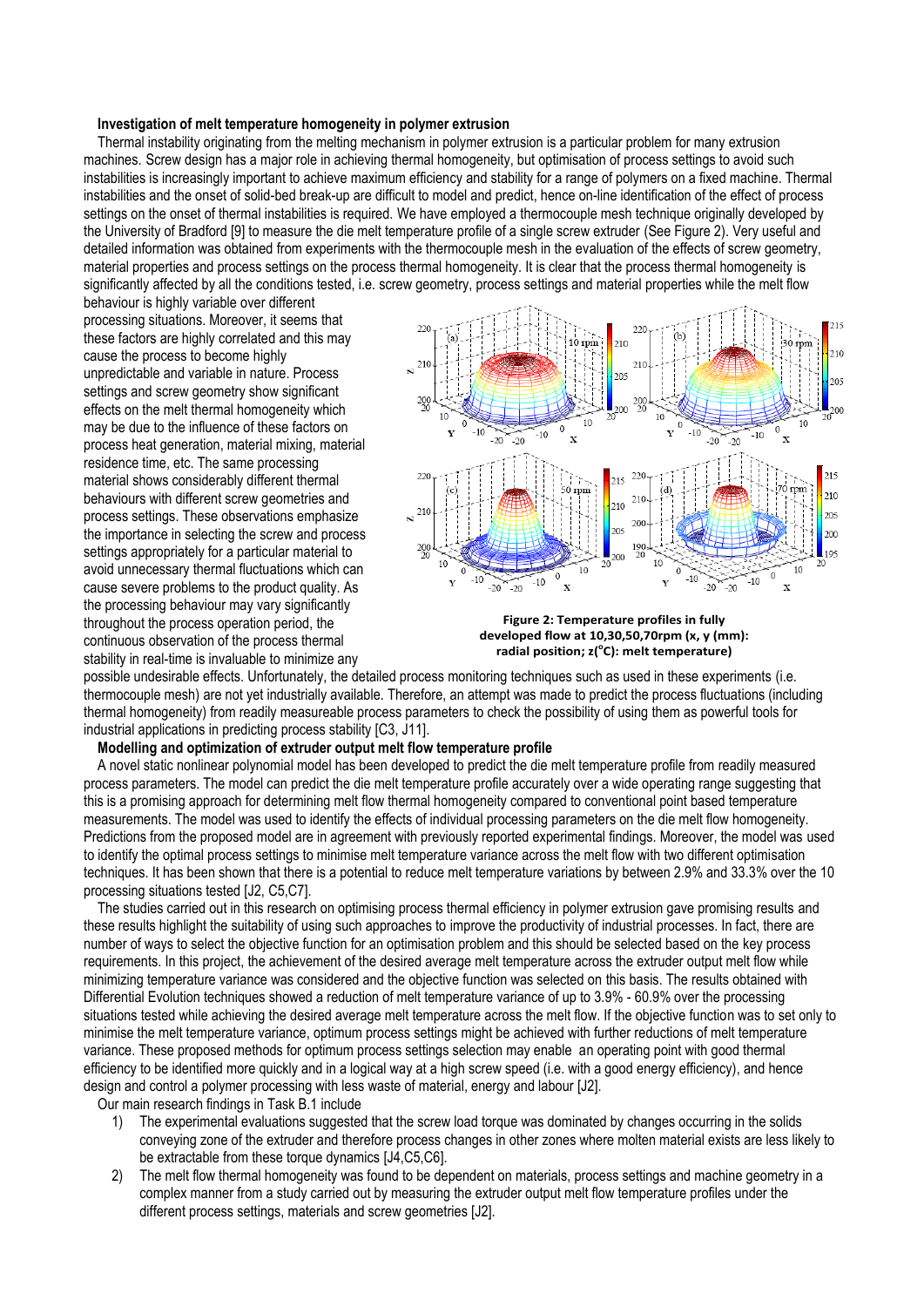**Investigation of melt temperature homogeneity in polymer extrusion**

Thermal instability originating from the melting mechanism in polymer extrusion is a particular problem for many extrusion machines. Screw design has a major role in achieving thermal homogeneity, but optimisation of process settings to avoid such instabilities is increasingly important to achieve maximum efficiency and stability for a range of polymers on a fixed machine. Thermal instabilities and the onset of solid-bed break-up are difficult to model and predict, hence on-line identification of the effect of process settings on the onset of thermal instabilities is required. We have employed a thermocouple mesh technique originally developed by the University of Bradford [9] to measure the die melt temperature profile of a single screw extruder (See Figure 2). Very useful and detailed information was obtained from experiments with the thermocouple mesh in the evaluation of the effects of screw geometry, material properties and process settings on the process thermal homogeneity. It is clear that the process thermal homogeneity is significantly affected by all the conditions tested, i.e. screw geometry, process settings and material properties while the melt flow behaviour is highly variable over different processing situations. Moreover, it seems that these factors are highly correlated and this may cause the process to become highly unpredictable and variable in nature. Process settings and screw geometry show significant effects on the melt thermal homogeneity which may be due to the influence of these factors on process heat generation, material mixing, material residence time, etc. The same processing material shows considerably different thermal behaviours with different screw geometries and process settings. These observations emphasize the importance in selecting the screw and process settings appropriately for a particular material to avoid unnecessary thermal fluctuations which can cause severe problems to the product quality. As the processing behaviour may vary significantly throughout the process operation period, the continuous observation of the process thermal stability in real-time is invaluable to minimize any possible undesirable effects. Unfortunately, the detailed process monitoring techniques such as used in these experiments (i.e. thermocouple mesh) are not yet industrially available. Therefore, an attempt was made to predict the process fluctuations (including thermal homogeneity) from readily measureable process parameters to check the possibility of using them as powerful tools for industrial applications in predicting process stability [C3, J11].

**Figure 2: Temperature profiles in fully developed flow at 10,30,50,70rpm (x, y (mm): radial position; z(°C): melt temperature)**

**Modelling and optimization of extruder output melt flow temperature profile**

A novel static nonlinear polynomial model has been developed to predict the die melt temperature profile from readily measured process parameters. The model can predict the die melt temperature profile accurately over a wide operating range suggesting that this is a promising approach for determining melt flow thermal homogeneity compared to conventional point based temperature measurements. The model was used to identify the effects of individual processing parameters on the die melt flow homogeneity. Predictions from the proposed model are in agreement with previously reported experimental findings. Moreover, the model was used to identify the optimal process settings to minimise melt temperature variance across the melt flow with two different optimisation techniques. It has been shown that there is a potential to reduce melt temperature variations by between 2.9% and 33.3% over the 10 processing situations tested [J2, C5,C7].

The studies carried out in this research on optimising process thermal efficiency in polymer extrusion gave promising results and these results highlight the suitability of using such approaches to improve the productivity of industrial processes. In fact, there are number of ways to select the objective function for an optimisation problem and this should be selected based on the key process requirements. In this project, the achievement of the desired average melt temperature across the extruder output melt flow while minimizing temperature variance was considered and the objective function was selected on this basis. The results obtained with Differential Evolution techniques showed a reduction of melt temperature variance of up to 3.9% - 60.9% over the processing situations tested while achieving the desired average melt temperature across the melt flow. If the objective function was to set only to minimise the melt temperature variance, optimum process settings might be achieved with further reductions of melt temperature variance. These proposed methods for optimum process settings selection may enable an operating point with good thermal efficiency to be identified more quickly and in a logical way at a high screw speed (i.e. with a good energy efficiency), and hence design and control a polymer processing with less waste of material, energy and labour [J2].

Our main research findings in Task B.1 include

1) The experimental evaluations suggested that the screw load torque was dominated by changes occurring in the solids conveying zone of the extruder and therefore process changes in other zones where molten material exists are less likely to be extractable from these torque dynamics [J4,C5,C6].
2) The melt flow thermal homogeneity was found to be dependent on materials, process settings and machine geometry in a complex manner from a study carried out by measuring the extruder output melt flow temperature profiles under the different process settings, materials and screw geometries [J2].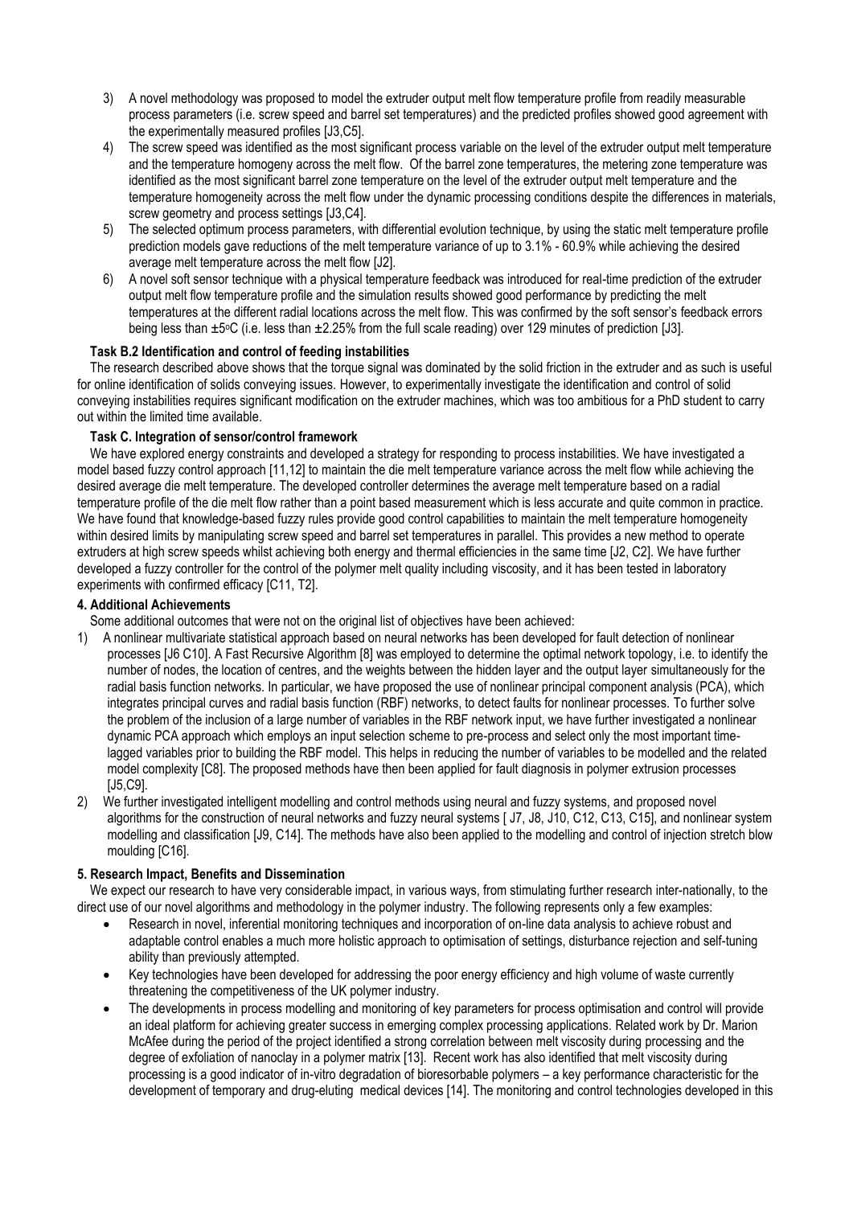3) A novel methodology was proposed to model the extruder output melt flow temperature profile from readily measurable process parameters (i.e. screw speed and barrel set temperatures) and the predicted profiles showed good agreement with the experimentally measured profiles [J3,C5].
4) The screw speed was identified as the most significant process variable on the level of the extruder output melt temperature and the temperature homogeny across the melt flow. Of the barrel zone temperatures, the metering zone temperature was identified as the most significant barrel zone temperature on the level of the extruder output melt temperature and the temperature homogeneity across the melt flow under the dynamic processing conditions despite the differences in materials, screw geometry and process settings [J3,C4].
5) The selected optimum process parameters, with differential evolution technique, by using the static melt temperature profile prediction models gave reductions of the melt temperature variance of up to 3.1% - 60.9% while achieving the desired average melt temperature across the melt flow [J2].
6) A novel soft sensor technique with a physical temperature feedback was introduced for real-time prediction of the extruder output melt flow temperature profile and the simulation results showed good performance by predicting the melt temperatures at the different radial locations across the melt flow. This was confirmed by the soft sensor's feedback errors being less than ±5°C (i.e. less than ±2.25% from the full scale reading) over 129 minutes of prediction [J3].

**Task B.2 Identification and control of feeding instabilities**

The research described above shows that the torque signal was dominated by the solid friction in the extruder and as such is useful for online identification of solids conveying issues. However, to experimentally investigate the identification and control of solid conveying instabilities requires significant modification on the extruder machines, which was too ambitious for a PhD student to carry out within the limited time available.

**Task C. Integration of sensor/control framework**

We have explored energy constraints and developed a strategy for responding to process instabilities. We have investigated a model based fuzzy control approach [11,12] to maintain the die melt temperature variance across the melt flow while achieving the desired average die melt temperature. The developed controller determines the average melt temperature based on a radial temperature profile of the die melt flow rather than a point based measurement which is less accurate and quite common in practice. We have found that knowledge-based fuzzy rules provide good control capabilities to maintain the melt temperature homogeneity within desired limits by manipulating screw speed and barrel set temperatures in parallel. This provides a new method to operate extruders at high screw speeds whilst achieving both energy and thermal efficiencies in the same time [J2, C2]. We have further developed a fuzzy controller for the control of the polymer melt quality including viscosity, and it has been tested in laboratory experiments with confirmed efficacy [C11, T2].

**4. Additional Achievements**

Some additional outcomes that were not on the original list of objectives have been achieved:

1) A nonlinear multivariate statistical approach based on neural networks has been developed for fault detection of nonlinear processes [J6 C10]. A Fast Recursive Algorithm [8] was employed to determine the optimal network topology, i.e. to identify the number of nodes, the location of centres, and the weights between the hidden layer and the output layer simultaneously for the radial basis function networks. In particular, we have proposed the use of nonlinear principal component analysis (PCA), which integrates principal curves and radial basis function (RBF) networks, to detect faults for nonlinear processes. To further solve the problem of the inclusion of a large number of variables in the RBF network input, we have further investigated a nonlinear dynamic PCA approach which employs an input selection scheme to pre-process and select only the most important time-lagged variables prior to building the RBF model. This helps in reducing the number of variables to be modelled and the related model complexity [C8]. The proposed methods have then been applied for fault diagnosis in polymer extrusion processes [J5,C9].
2) We further investigated intelligent modelling and control methods using neural and fuzzy systems, and proposed novel algorithms for the construction of neural networks and fuzzy neural systems [ J7, J8, J10, C12, C13, C15], and nonlinear system modelling and classification [J9, C14]. The methods have also been applied to the modelling and control of injection stretch blow moulding [C16].

**5. Research Impact, Benefits and Dissemination**

We expect our research to have very considerable impact, in various ways, from stimulating further research inter-nationally, to the direct use of our novel algorithms and methodology in the polymer industry. The following represents only a few examples:

- Research in novel, inferential monitoring techniques and incorporation of on-line data analysis to achieve robust and adaptable control enables a much more holistic approach to optimisation of settings, disturbance rejection and self-tuning ability than previously attempted.
- Key technologies have been developed for addressing the poor energy efficiency and high volume of waste currently threatening the competitiveness of the UK polymer industry.
- The developments in process modelling and monitoring of key parameters for process optimisation and control will provide an ideal platform for achieving greater success in emerging complex processing applications. Related work by Dr. Marion McAfee during the period of the project identified a strong correlation between melt viscosity during processing and the degree of exfoliation of nanoclay in a polymer matrix [13]. Recent work has also identified that melt viscosity during processing is a good indicator of in-vitro degradation of bioresorbable polymers – a key performance characteristic for the development of temporary and drug-eluting medical devices [14]. The monitoring and control technologies developed in this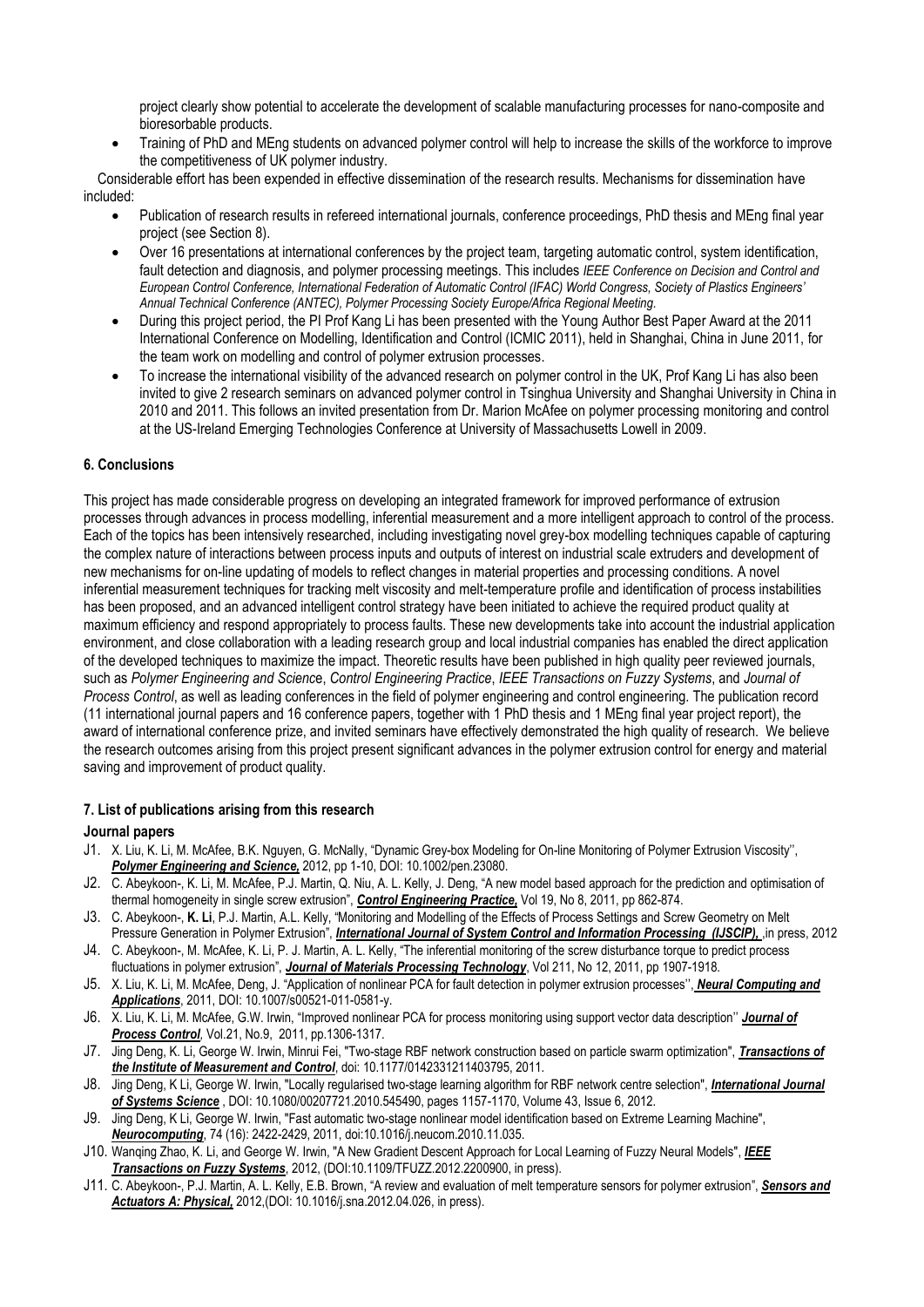project clearly show potential to accelerate the development of scalable manufacturing processes for nano-composite and bioresorbable products.

- Training of PhD and MEng students on advanced polymer control will help to increase the skills of the workforce to improve the competitiveness of UK polymer industry.

Considerable effort has been expended in effective dissemination of the research results. Mechanisms for dissemination have included:

- Publication of research results in refereed international journals, conference proceedings, PhD thesis and MEng final year project (see Section 8).
- Over 16 presentations at international conferences by the project team, targeting automatic control, system identification, fault detection and diagnosis, and polymer processing meetings. This includes *IEEE Conference on Decision and Control and European Control Conference, International Federation of Automatic Control (IFAC) World Congress, Society of Plastics Engineers' Annual Technical Conference (ANTEC), Polymer Processing Society Europe/Africa Regional Meeting.*
- During this project period, the PI Prof Kang Li has been presented with the Young Author Best Paper Award at the 2011 International Conference on Modelling, Identification and Control (ICMIC 2011), held in Shanghai, China in June 2011, for the team work on modelling and control of polymer extrusion processes.
- To increase the international visibility of the advanced research on polymer control in the UK, Prof Kang Li has also been invited to give 2 research seminars on advanced polymer control in Tsinghua University and Shanghai University in China in 2010 and 2011. This follows an invited presentation from Dr. Marion McAfee on polymer processing monitoring and control at the US-Ireland Emerging Technologies Conference at University of Massachusetts Lowell in 2009.

## 6. Conclusions

This project has made considerable progress on developing an integrated framework for improved performance of extrusion processes through advances in process modelling, inferential measurement and a more intelligent approach to control of the process. Each of the topics has been intensively researched, including investigating novel grey-box modelling techniques capable of capturing the complex nature of interactions between process inputs and outputs of interest on industrial scale extruders and development of new mechanisms for on-line updating of models to reflect changes in material properties and processing conditions. A novel inferential measurement techniques for tracking melt viscosity and melt-temperature profile and identification of process instabilities has been proposed, and an advanced intelligent control strategy have been initiated to achieve the required product quality at maximum efficiency and respond appropriately to process faults. These new developments take into account the industrial application environment, and close collaboration with a leading research group and local industrial companies has enabled the direct application of the developed techniques to maximize the impact. Theoretic results have been published in high quality peer reviewed journals, such as *Polymer Engineering and Science*, *Control Engineering Practice*, *IEEE Transactions on Fuzzy Systems*, and *Journal of Process Control*, as well as leading conferences in the field of polymer engineering and control engineering. The publication record (11 international journal papers and 16 conference papers, together with 1 PhD thesis and 1 MEng final year project report), the award of international conference prize, and invited seminars have effectively demonstrated the high quality of research. We believe the research outcomes arising from this project present significant advances in the polymer extrusion control for energy and material saving and improvement of product quality.

## 7. List of publications arising from this research

### Journal papers

- J1. X. Liu, K. Li, M. McAfee, B.K. Nguyen, G. McNally, "Dynamic Grey-box Modeling for On-line Monitoring of Polymer Extrusion Viscosity'', ***Polymer Engineering and Science,*** 2012, pp 1-10, DOI: 10.1002/pen.23080.
- J2. C. Abeykoon-, K. Li, M. McAfee, P.J. Martin, Q. Niu, A. L. Kelly, J. Deng, "A new model based approach for the prediction and optimisation of thermal homogeneity in single screw extrusion", ***Control Engineering Practice,*** Vol 19, No 8, 2011, pp 862-874.
- J3. C. Abeykoon-, **K. Li**, P.J. Martin, A.L. Kelly, "Monitoring and Modelling of the Effects of Process Settings and Screw Geometry on Melt Pressure Generation in Polymer Extrusion", ***International Journal of System Control and Information Processing (IJSCIP),*** ,in press, 2012
- J4. C. Abeykoon-, M. McAfee, K. Li, P. J. Martin, A. L. Kelly, "The inferential monitoring of the screw disturbance torque to predict process fluctuations in polymer extrusion", ***Journal of Materials Processing Technology***, Vol 211, No 12, 2011, pp 1907-1918.
- J5. X. Liu, K. Li, M. McAfee, Deng, J. "Application of nonlinear PCA for fault detection in polymer extrusion processes'', ***Neural Computing and Applications***, 2011, DOI: 10.1007/s00521-011-0581-y.
- J6. X. Liu, K. Li, M. McAfee, G.W. Irwin, "Improved nonlinear PCA for process monitoring using support vector data description'' ***Journal of Process Control****,* Vol.21, No.9, 2011, pp.1306-1317.
- J7. Jing Deng, K. Li, George W. Irwin, Minrui Fei, "Two-stage RBF network construction based on particle swarm optimization", ***Transactions of the Institute of Measurement and Control***, doi: 10.1177/0142331211403795, 2011.
- J8. Jing Deng, K Li, George W. Irwin, "Locally regularised two-stage learning algorithm for RBF network centre selection", ***International Journal of Systems Science*** , DOI: 10.1080/00207721.2010.545490, pages 1157-1170, Volume 43, Issue 6, 2012.
- J9. Jing Deng, K Li, George W. Irwin, "Fast automatic two-stage nonlinear model identification based on Extreme Learning Machine", ***Neurocomputing***, 74 (16): 2422-2429, 2011, doi:10.1016/j.neucom.2010.11.035.
- J10. Wanqing Zhao, K. Li, and George W. Irwin, "A New Gradient Descent Approach for Local Learning of Fuzzy Neural Models", ***IEEE Transactions on Fuzzy Systems***, 2012, (DOI:10.1109/TFUZZ.2012.2200900, in press).
- J11. C. Abeykoon-, P.J. Martin, A. L. Kelly, E.B. Brown, "A review and evaluation of melt temperature sensors for polymer extrusion", ***Sensors and Actuators A: Physical,*** 2012,(DOI: 10.1016/j.sna.2012.04.026, in press).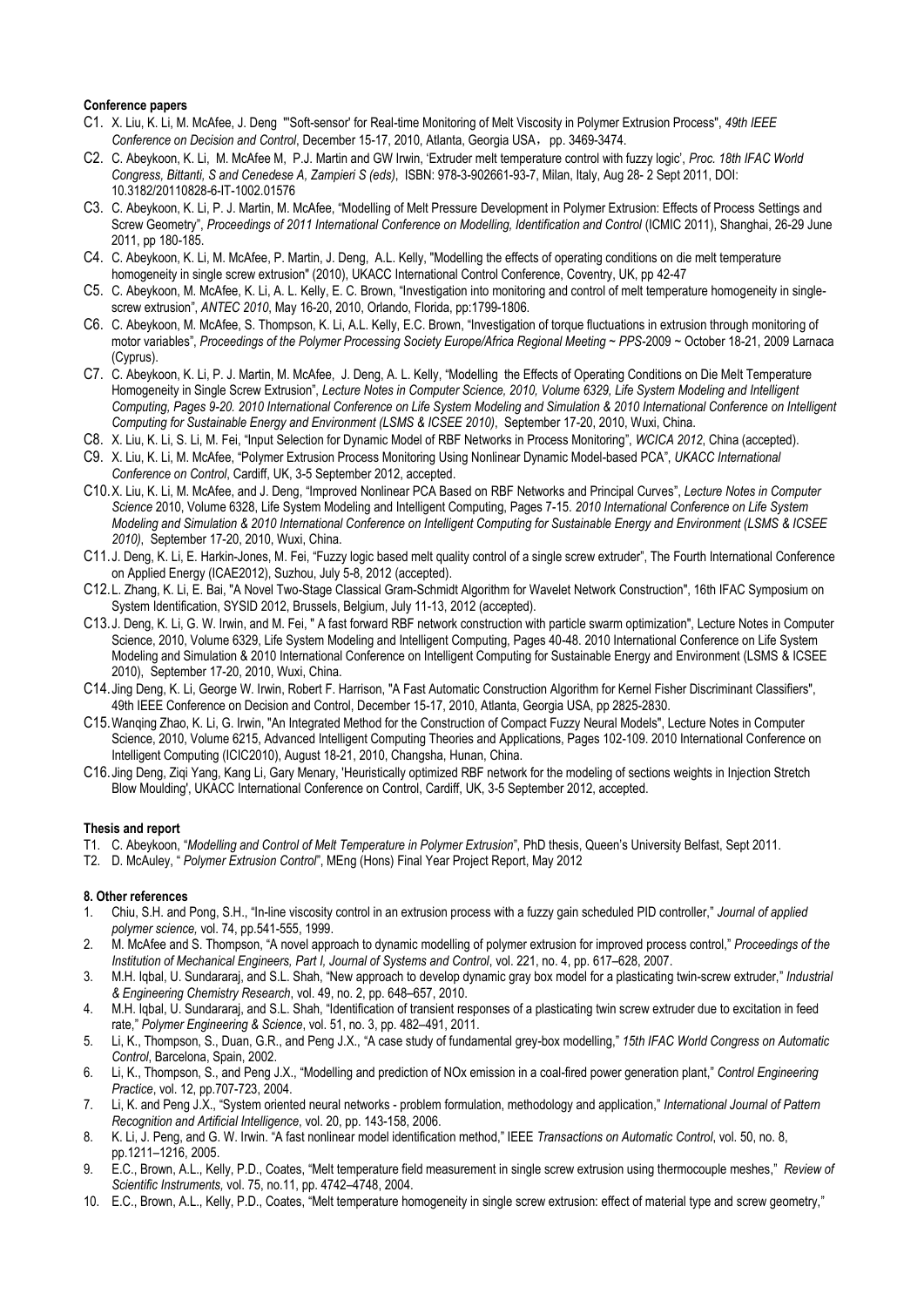**Conference papers**

C1. X. Liu, K. Li, M. McAfee, J. Deng "'Soft-sensor' for Real-time Monitoring of Melt Viscosity in Polymer Extrusion Process", *49th IEEE Conference on Decision and Control*, December 15-17, 2010, Atlanta, Georgia USA，pp. 3469-3474.

C2. C. Abeykoon, K. Li, M. McAfee M, P.J. Martin and GW Irwin, 'Extruder melt temperature control with fuzzy logic', *Proc. 18th IFAC World Congress, Bittanti, S and Cenedese A, Zampieri S (eds)*, ISBN: 978-3-902661-93-7, Milan, Italy, Aug 28- 2 Sept 2011, DOI: 10.3182/20110828-6-IT-1002.01576

C3. C. Abeykoon, K. Li, P. J. Martin, M. McAfee, "Modelling of Melt Pressure Development in Polymer Extrusion: Effects of Process Settings and Screw Geometry", *Proceedings of 2011 International Conference on Modelling, Identification and Control* (ICMIC 2011), Shanghai, 26-29 June 2011, pp 180-185.

C4. C. Abeykoon, K. Li, M. McAfee, P. Martin, J. Deng, A.L. Kelly, "Modelling the effects of operating conditions on die melt temperature homogeneity in single screw extrusion" (2010), UKACC International Control Conference, Coventry, UK, pp 42-47

C5. C. Abeykoon, M. McAfee, K. Li, A. L. Kelly, E. C. Brown, "Investigation into monitoring and control of melt temperature homogeneity in single-screw extrusion", *ANTEC 2010*, May 16-20, 2010, Orlando, Florida, pp:1799-1806.

C6. C. Abeykoon, M. McAfee, S. Thompson, K. Li, A.L. Kelly, E.C. Brown, "Investigation of torque fluctuations in extrusion through monitoring of motor variables", *Proceedings of the Polymer Processing Society Europe/Africa Regional Meeting ~ PPS*-2009 ~ October 18-21, 2009 Larnaca (Cyprus).

C7. C. Abeykoon, K. Li, P. J. Martin, M. McAfee, J. Deng, A. L. Kelly, "Modelling the Effects of Operating Conditions on Die Melt Temperature Homogeneity in Single Screw Extrusion", *Lecture Notes in Computer Science, 2010, Volume 6329, Life System Modeling and Intelligent Computing, Pages 9-20. 2010 International Conference on Life System Modeling and Simulation & 2010 International Conference on Intelligent Computing for Sustainable Energy and Environment (LSMS & ICSEE 2010)*, September 17-20, 2010, Wuxi, China.

C8. X. Liu, K. Li, S. Li, M. Fei, "Input Selection for Dynamic Model of RBF Networks in Process Monitoring", *WCICA 2012*, China (accepted).

C9. X. Liu, K. Li, M. McAfee, "Polymer Extrusion Process Monitoring Using Nonlinear Dynamic Model-based PCA", *UKACC International Conference on Control*, Cardiff, UK, 3-5 September 2012, accepted.

C10. X. Liu, K. Li, M. McAfee, and J. Deng, "Improved Nonlinear PCA Based on RBF Networks and Principal Curves", *Lecture Notes in Computer Science* 2010, Volume 6328, Life System Modeling and Intelligent Computing, Pages 7-15. *2010 International Conference on Life System Modeling and Simulation & 2010 International Conference on Intelligent Computing for Sustainable Energy and Environment (LSMS & ICSEE 2010)*, September 17-20, 2010, Wuxi, China.

C11. J. Deng, K. Li, E. Harkin-Jones, M. Fei, "Fuzzy logic based melt quality control of a single screw extruder", The Fourth International Conference on Applied Energy (ICAE2012), Suzhou, July 5-8, 2012 (accepted).

C12. L. Zhang, K. Li, E. Bai, "A Novel Two-Stage Classical Gram-Schmidt Algorithm for Wavelet Network Construction", 16th IFAC Symposium on System Identification, SYSID 2012, Brussels, Belgium, July 11-13, 2012 (accepted).

C13. J. Deng, K. Li, G. W. Irwin, and M. Fei, " A fast forward RBF network construction with particle swarm optimization", Lecture Notes in Computer Science, 2010, Volume 6329, Life System Modeling and Intelligent Computing, Pages 40-48. 2010 International Conference on Life System Modeling and Simulation & 2010 International Conference on Intelligent Computing for Sustainable Energy and Environment (LSMS & ICSEE 2010), September 17-20, 2010, Wuxi, China.

C14. Jing Deng, K. Li, George W. Irwin, Robert F. Harrison, "A Fast Automatic Construction Algorithm for Kernel Fisher Discriminant Classifiers", 49th IEEE Conference on Decision and Control, December 15-17, 2010, Atlanta, Georgia USA, pp 2825-2830.

C15. Wanqing Zhao, K. Li, G. Irwin, "An Integrated Method for the Construction of Compact Fuzzy Neural Models", Lecture Notes in Computer Science, 2010, Volume 6215, Advanced Intelligent Computing Theories and Applications, Pages 102-109. 2010 International Conference on Intelligent Computing (ICIC2010), August 18-21, 2010, Changsha, Hunan, China.

C16. Jing Deng, Ziqi Yang, Kang Li, Gary Menary, 'Heuristically optimized RBF network for the modeling of sections weights in Injection Stretch Blow Moulding', UKACC International Conference on Control, Cardiff, UK, 3-5 September 2012, accepted.

**Thesis and report**

T1. C. Abeykoon, "*Modelling and Control of Melt Temperature in Polymer Extrusion*", PhD thesis, Queen's University Belfast, Sept 2011.

T2. D. McAuley, " *Polymer Extrusion Control*", MEng (Hons) Final Year Project Report, May 2012

**8. Other references**

1. Chiu, S.H. and Pong, S.H., "In-line viscosity control in an extrusion process with a fuzzy gain scheduled PID controller," *Journal of applied polymer science,* vol. 74, pp.541-555, 1999.
2. M. McAfee and S. Thompson, "A novel approach to dynamic modelling of polymer extrusion for improved process control," *Proceedings of the Institution of Mechanical Engineers, Part I, Journal of Systems and Control*, vol. 221, no. 4, pp. 617–628, 2007.
3. M.H. Iqbal, U. Sundararaj, and S.L. Shah, "New approach to develop dynamic gray box model for a plasticating twin-screw extruder," *Industrial & Engineering Chemistry Research*, vol. 49, no. 2, pp. 648–657, 2010.
4. M.H. Iqbal, U. Sundararaj, and S.L. Shah, "Identification of transient responses of a plasticating twin screw extruder due to excitation in feed rate," *Polymer Engineering & Science*, vol. 51, no. 3, pp. 482–491, 2011.
5. Li, K., Thompson, S., Duan, G.R., and Peng J.X., "A case study of fundamental grey-box modelling," *15th IFAC World Congress on Automatic Control*, Barcelona, Spain, 2002.
6. Li, K., Thompson, S., and Peng J.X., "Modelling and prediction of NOx emission in a coal-fired power generation plant," *Control Engineering Practice*, vol. 12, pp.707-723, 2004.
7. Li, K. and Peng J.X., "System oriented neural networks - problem formulation, methodology and application," *International Journal of Pattern Recognition and Artificial Intelligence*, vol. 20, pp. 143-158, 2006.
8. K. Li, J. Peng, and G. W. Irwin. "A fast nonlinear model identification method," IEEE *Transactions on Automatic Control*, vol. 50, no. 8, pp.1211–1216, 2005.
9. E.C., Brown, A.L., Kelly, P.D., Coates, "Melt temperature field measurement in single screw extrusion using thermocouple meshes," *Review of Scientific Instruments,* vol. 75, no.11, pp. 4742–4748, 2004.
10. E.C., Brown, A.L., Kelly, P.D., Coates, "Melt temperature homogeneity in single screw extrusion: effect of material type and screw geometry,"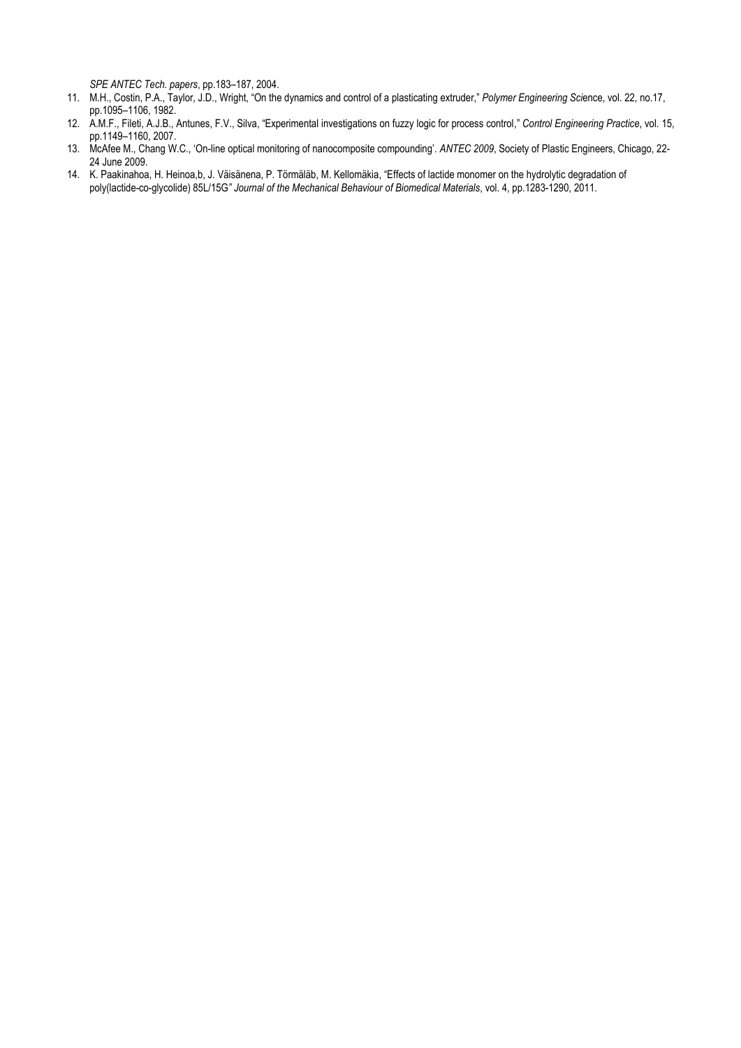*SPE ANTEC Tech. papers*, pp.183–187, 2004.

11. M.H., Costin, P.A., Taylor, J.D., Wright, "On the dynamics and control of a plasticating extruder," *Polymer Engineering Sci*ence, vol. 22, no.17, pp.1095–1106, 1982.
12. A.M.F., Fileti, A.J.B., Antunes, F.V., Silva, "Experimental investigations on fuzzy logic for process control," *Control Engineering Practice*, vol. 15, pp.1149–1160, 2007.
13. McAfee M., Chang W.C., 'On-line optical monitoring of nanocomposite compounding'. *ANTEC 2009*, Society of Plastic Engineers, Chicago, 22-24 June 2009.
14. K. Paakinahoa, H. Heinoa,b, J. Väisänena, P. Törmäläb, M. Kellomäkia, "Effects of lactide monomer on the hydrolytic degradation of poly(lactide-co-glycolide) 85L/15G" *Journal of the Mechanical Behaviour of Biomedical Materials*, vol. 4, pp.1283-1290, 2011.